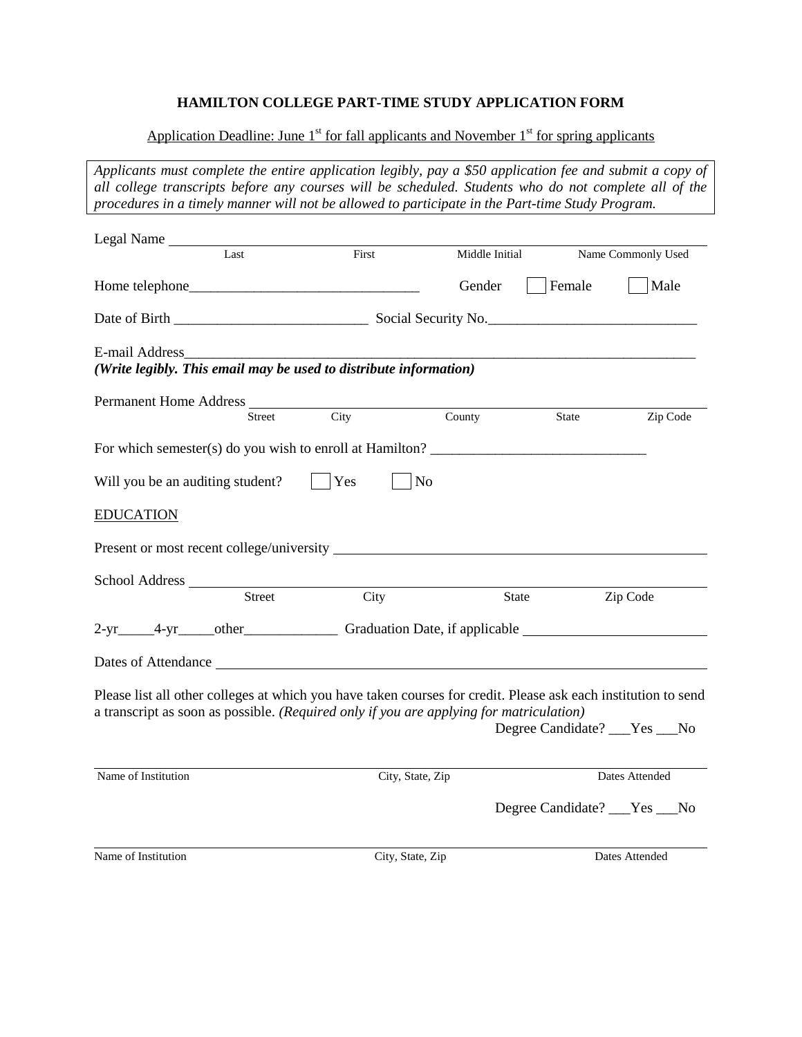# HAMILTON COLLEGE PART-TIME STUDY APPLICATION FORM

Application Deadline: June 1st for fall applicants and November 1st for spring applicants

*Applicants must complete the entire application legibly, pay a $50 application fee and submit a copy of all college transcripts before any courses will be scheduled. Students who do not complete all of the procedures in a timely manner will not be allowed to participate in the Part-time Study Program.*

Legal Name ________________________________________________
Last First Middle Initial Name Commonly Used

Home telephone________________________________ Gender ☐ Female ☐ Male

Date of Birth ___________________________ Social Security No.____________________________

E-mail Address__________________________________________________________________________
***(Write legibly. This email may be used to distribute information)***

Permanent Home Address ________________________________________________
Street City County State Zip Code

For which semester(s) do you wish to enroll at Hamilton? ______________________________

Will you be an auditing student? ☐ Yes ☐ No

EDUCATION

Present or most recent college/university ________________________________________________

School Address ________________________________________________
Street City State Zip Code

2-yr_____4-yr_____other_____________ Graduation Date, if applicable ________________________

Dates of Attendance ________________________________________________

Please list all other colleges at which you have taken courses for credit. Please ask each institution to send a transcript as soon as possible. *(Required only if you are applying for matriculation)*

Degree Candidate? ___Yes ___No

________________________________________________
Name of Institution City, State, Zip Dates Attended

Degree Candidate? ___Yes ___No

________________________________________________
Name of Institution City, State, Zip Dates Attended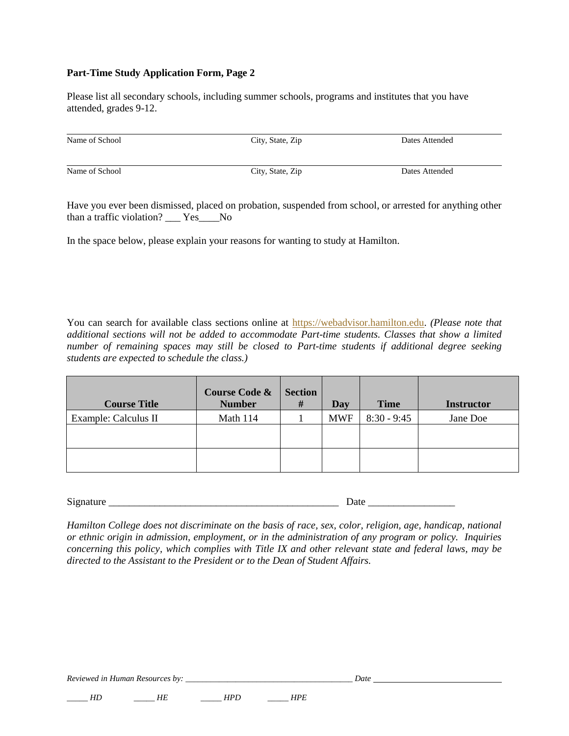**Part-Time Study Application Form, Page 2**

Please list all secondary schools, including summer schools, programs and institutes that you have attended, grades 9-12.

| Name of School | City, State, Zip | Dates Attended |
|---|---|---|
| | | |

| Name of School | City, State, Zip | Dates Attended |
|---|---|---|
| | | |

Have you ever been dismissed, placed on probation, suspended from school, or arrested for anything other than a traffic violation? ___ Yes____No

In the space below, please explain your reasons for wanting to study at Hamilton.

You can search for available class sections online at https://webadvisor.hamilton.edu. *(Please note that additional sections will not be added to accommodate Part-time students. Classes that show a limited number of remaining spaces may still be closed to Part-time students if additional degree seeking students are expected to schedule the class.)*

| Course Title | Course Code & Number | Section # | Day | Time | Instructor |
|---|---|---|---|---|---|
| Example: Calculus II | Math 114 | 1 | MWF | 8:30 - 9:45 | Jane Doe |
| | | | | | |
| | | | | | |

Signature _______________________________________________ Date _________________

*Hamilton College does not discriminate on the basis of race, sex, color, religion, age, handicap, national or ethnic origin in admission, employment, or in the administration of any program or policy. Inquiries concerning this policy, which complies with Title IX and other relevant state and federal laws, may be directed to the Assistant to the President or to the Dean of Student Affairs.*

*Reviewed in Human Resources by:* _______________________________________ *Date* ____________________________

_____ *HD* _____ *HE* _____ *HPD* _____ *HPE*